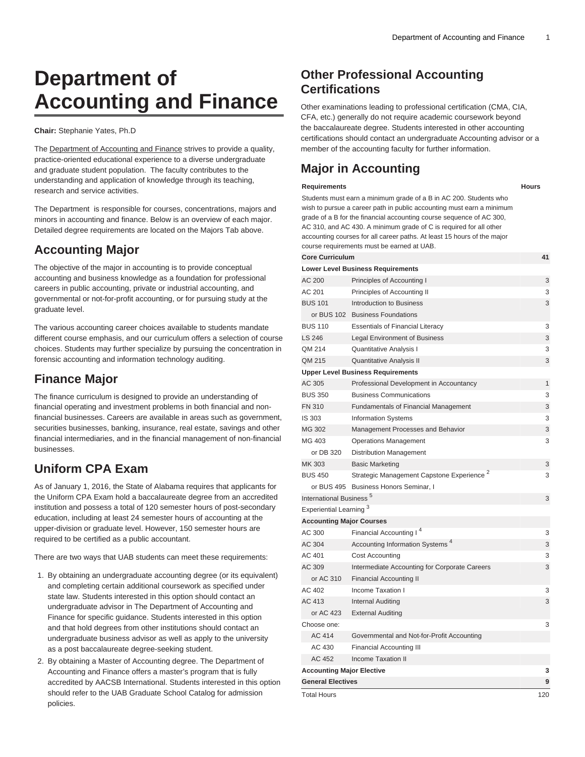# Department of Accounting and Finance

**Chair:** Stephanie Yates, Ph.D

The Department of Accounting and Finance strives to provide a quality, practice-oriented educational experience to a diverse undergraduate and graduate student population. The faculty contributes to the understanding and application of knowledge through its teaching, research and service activities.

The Department is responsible for courses, concentrations, majors and minors in accounting and finance. Below is an overview of each major. Detailed degree requirements are located on the Majors Tab above.

## Accounting Major

The objective of the major in accounting is to provide conceptual accounting and business knowledge as a foundation for professional careers in public accounting, private or industrial accounting, and governmental or not-for-profit accounting, or for pursuing study at the graduate level.

The various accounting career choices available to students mandate different course emphasis, and our curriculum offers a selection of course choices. Students may further specialize by pursuing the concentration in forensic accounting and information technology auditing.

## Finance Major

The finance curriculum is designed to provide an understanding of financial operating and investment problems in both financial and non-financial businesses. Careers are available in areas such as government, securities businesses, banking, insurance, real estate, savings and other financial intermediaries, and in the financial management of non-financial businesses.

## Uniform CPA Exam

As of January 1, 2016, the State of Alabama requires that applicants for the Uniform CPA Exam hold a baccalaureate degree from an accredited institution and possess a total of 120 semester hours of post-secondary education, including at least 24 semester hours of accounting at the upper-division or graduate level. However, 150 semester hours are required to be certified as a public accountant.

There are two ways that UAB students can meet these requirements:

1. By obtaining an undergraduate accounting degree (or its equivalent) and completing certain additional coursework as specified under state law. Students interested in this option should contact an undergraduate advisor in The Department of Accounting and Finance for specific guidance. Students interested in this option and that hold degrees from other institutions should contact an undergraduate business advisor as well as apply to the university as a post baccalaureate degree-seeking student.
2. By obtaining a Master of Accounting degree. The Department of Accounting and Finance offers a master's program that is fully accredited by AACSB International. Students interested in this option should refer to the UAB Graduate School Catalog for admission policies.

## Other Professional Accounting Certifications

Other examinations leading to professional certification (CMA, CIA, CFA, etc.) generally do not require academic coursework beyond the baccalaureate degree. Students interested in other accounting certifications should contact an undergraduate Accounting advisor or a member of the accounting faculty for further information.

## Major in Accounting

| Requirements | | Hours |
|---|---|---|
| Students must earn a minimum grade of a B in AC 200. Students who wish to pursue a career path in public accounting must earn a minimum grade of a B for the financial accounting course sequence of AC 300, AC 310, and AC 430. A minimum grade of C is required for all other accounting courses for all career paths. At least 15 hours of the major course requirements must be earned at UAB. | | |
| **Core Curriculum** | | **41** |
| **Lower Level Business Requirements** | | |
| AC 200 | Principles of Accounting I | 3 |
| AC 201 | Principles of Accounting II | 3 |
| BUS 101 | Introduction to Business | 3 |
| or BUS 102 | Business Foundations | |
| BUS 110 | Essentials of Financial Literacy | 3 |
| LS 246 | Legal Environment of Business | 3 |
| QM 214 | Quantitative Analysis I | 3 |
| QM 215 | Quantitative Analysis II | 3 |
| **Upper Level Business Requirements** | | |
| AC 305 | Professional Development in Accountancy | 1 |
| BUS 350 | Business Communications | 3 |
| FN 310 | Fundamentals of Financial Management | 3 |
| IS 303 | Information Systems | 3 |
| MG 302 | Management Processes and Behavior | 3 |
| MG 403 | Operations Management | 3 |
| or DB 320 | Distribution Management | |
| MK 303 | Basic Marketing | 3 |
| BUS 450 | Strategic Management Capstone Experience [2] | 3 |
| or BUS 495 | Business Honors Seminar, I | |
| International Business [5] | | 3 |
| Experiential Learning [3] | | |
| **Accounting Major Courses** | | |
| AC 300 | Financial Accounting I [4] | 3 |
| AC 304 | Accounting Information Systems [4] | 3 |
| AC 401 | Cost Accounting | 3 |
| AC 309 | Intermediate Accounting for Corporate Careers | 3 |
| or AC 310 | Financial Accounting II | |
| AC 402 | Income Taxation I | 3 |
| AC 413 | Internal Auditing | 3 |
| or AC 423 | External Auditing | |
| Choose one: | | 3 |
| AC 414 | Governmental and Not-for-Profit Accounting | |
| AC 430 | Financial Accounting III | |
| AC 452 | Income Taxation II | |
| **Accounting Major Elective** | | **3** |
| **General Electives** | | **9** |
| Total Hours | | 120 |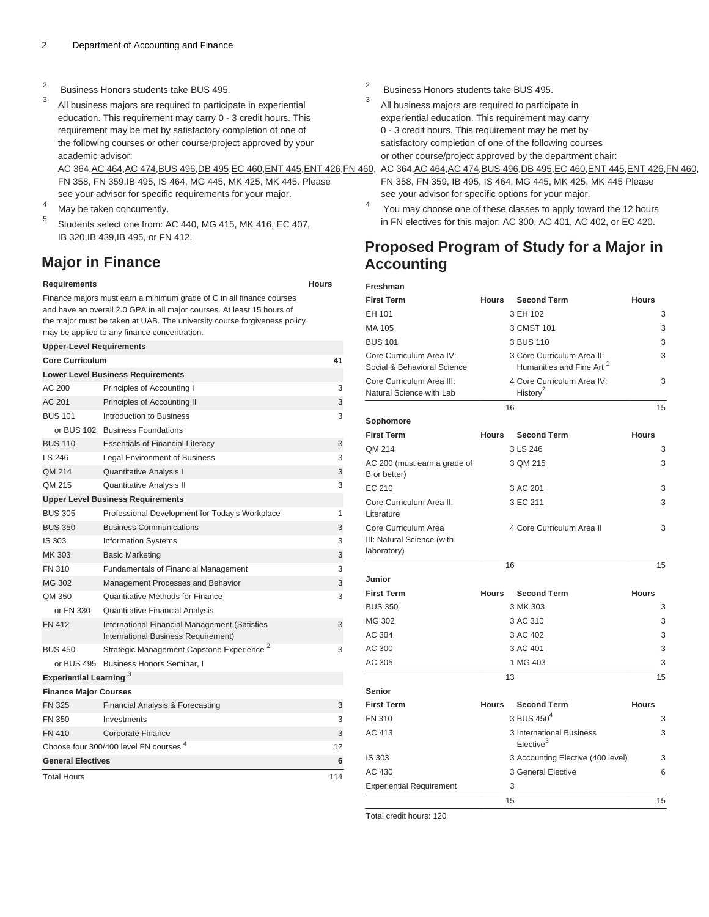2 Business Honors students take BUS 495.

3 All business majors are required to participate in experiential education. This requirement may carry 0 - 3 credit hours. This requirement may be met by satisfactory completion of one of the following courses or other course/project approved by your academic advisor: AC 364, AC 464, AC 474, BUS 496, DB 495, EC 460, ENT 445, ENT 426, FN 460, FN 358, FN 359, IB 495, IS 464, MG 445, MK 425, MK 445. Please see your advisor for specific requirements for your major.

4 May be taken concurrently.

5 Students select one from: AC 440, MG 415, MK 416, EC 407, IB 320, IB 439, IB 495, or FN 412.

## Major in Finance

| Requirements | | Hours |
|---|---|---|
| Finance majors must earn a minimum grade of C in all finance courses and have an overall 2.0 GPA in all major courses. At least 15 hours of the major must be taken at UAB. The university course forgiveness policy may be applied to any finance concentration. | | |
| **Upper-Level Requirements** | | |
| **Core Curriculum** | | **41** |
| **Lower Level Business Requirements** | | |
| AC 200 | Principles of Accounting I | 3 |
| AC 201 | Principles of Accounting II | 3 |
| BUS 101 | Introduction to Business | 3 |
| or BUS 102 | Business Foundations | |
| BUS 110 | Essentials of Financial Literacy | 3 |
| LS 246 | Legal Environment of Business | 3 |
| QM 214 | Quantitative Analysis I | 3 |
| QM 215 | Quantitative Analysis II | 3 |
| **Upper Level Business Requirements** | | |
| BUS 305 | Professional Development for Today's Workplace | 1 |
| BUS 350 | Business Communications | 3 |
| IS 303 | Information Systems | 3 |
| MK 303 | Basic Marketing | 3 |
| FN 310 | Fundamentals of Financial Management | 3 |
| MG 302 | Management Processes and Behavior | 3 |
| QM 350 | Quantitative Methods for Finance | 3 |
| or FN 330 | Quantitative Financial Analysis | |
| FN 412 | International Financial Management (Satisfies International Business Requirement) | 3 |
| BUS 450 | Strategic Management Capstone Experience [2] | 3 |
| or BUS 495 | Business Honors Seminar, I | |
| **Experiential Learning [3]** | | |
| **Finance Major Courses** | | |
| FN 325 | Financial Analysis & Forecasting | 3 |
| FN 350 | Investments | 3 |
| FN 410 | Corporate Finance | 3 |
| Choose four 300/400 level FN courses [4] | | 12 |
| **General Electives** | | **6** |
| Total Hours | | 114 |

2 Business Honors students take BUS 495.

3 All business majors are required to participate in experiential education. This requirement may carry 0 - 3 credit hours. This requirement may be met by satisfactory completion of one of the following courses or other course/project approved by the department chair: AC 364, AC 464, AC 474, BUS 496, DB 495, EC 460, ENT 445, ENT 426, FN 460, FN 358, FN 359, IB 495, IS 464, MG 445, MK 425, MK 445 Please see your advisor for specific options for your major.

4 You may choose one of these classes to apply toward the 12 hours in FN electives for this major: AC 300, AC 401, AC 402, or EC 420.

## Proposed Program of Study for a Major in Accounting

| Freshman | | | |
|---|---|---|---|
| **First Term** | **Hours** | **Second Term** | **Hours** |
| EH 101 | 3 | EH 102 | 3 |
| MA 105 | 3 | CMST 101 | 3 |
| BUS 101 | 3 | BUS 110 | 3 |
| Core Curriculum Area IV: Social & Behavioral Science | 3 | Core Curriculum Area II: Humanities and Fine Art [1] | 3 |
| Core Curriculum Area III: Natural Science with Lab | 4 | Core Curriculum Area IV: History[2] | 3 |
| | 16 | | 15 |
| **Sophomore** | | | |
| **First Term** | **Hours** | **Second Term** | **Hours** |
| QM 214 | 3 | LS 246 | 3 |
| AC 200 (must earn a grade of B or better) | 3 | QM 215 | 3 |
| EC 210 | 3 | AC 201 | 3 |
| Core Curriculum Area II: Literature | 3 | EC 211 | 3 |
| Core Curriculum Area III: Natural Science (with laboratory) | 4 | Core Curriculum Area II | 3 |
| | 16 | | 15 |
| **Junior** | | | |
| **First Term** | **Hours** | **Second Term** | **Hours** |
| BUS 350 | 3 | MK 303 | 3 |
| MG 302 | 3 | AC 310 | 3 |
| AC 304 | 3 | AC 402 | 3 |
| AC 300 | 3 | AC 401 | 3 |
| AC 305 | 1 | MG 403 | 3 |
| | 13 | | 15 |
| **Senior** | | | |
| **First Term** | **Hours** | **Second Term** | **Hours** |
| FN 310 | 3 | BUS 450[4] | 3 |
| AC 413 | 3 | International Business Elective[3] | 3 |
| IS 303 | 3 | Accounting Elective (400 level) | 3 |
| AC 430 | 3 | General Elective | 6 |
| Experiential Requirement | 3 | | |
| | 15 | | 15 |

Total credit hours: 120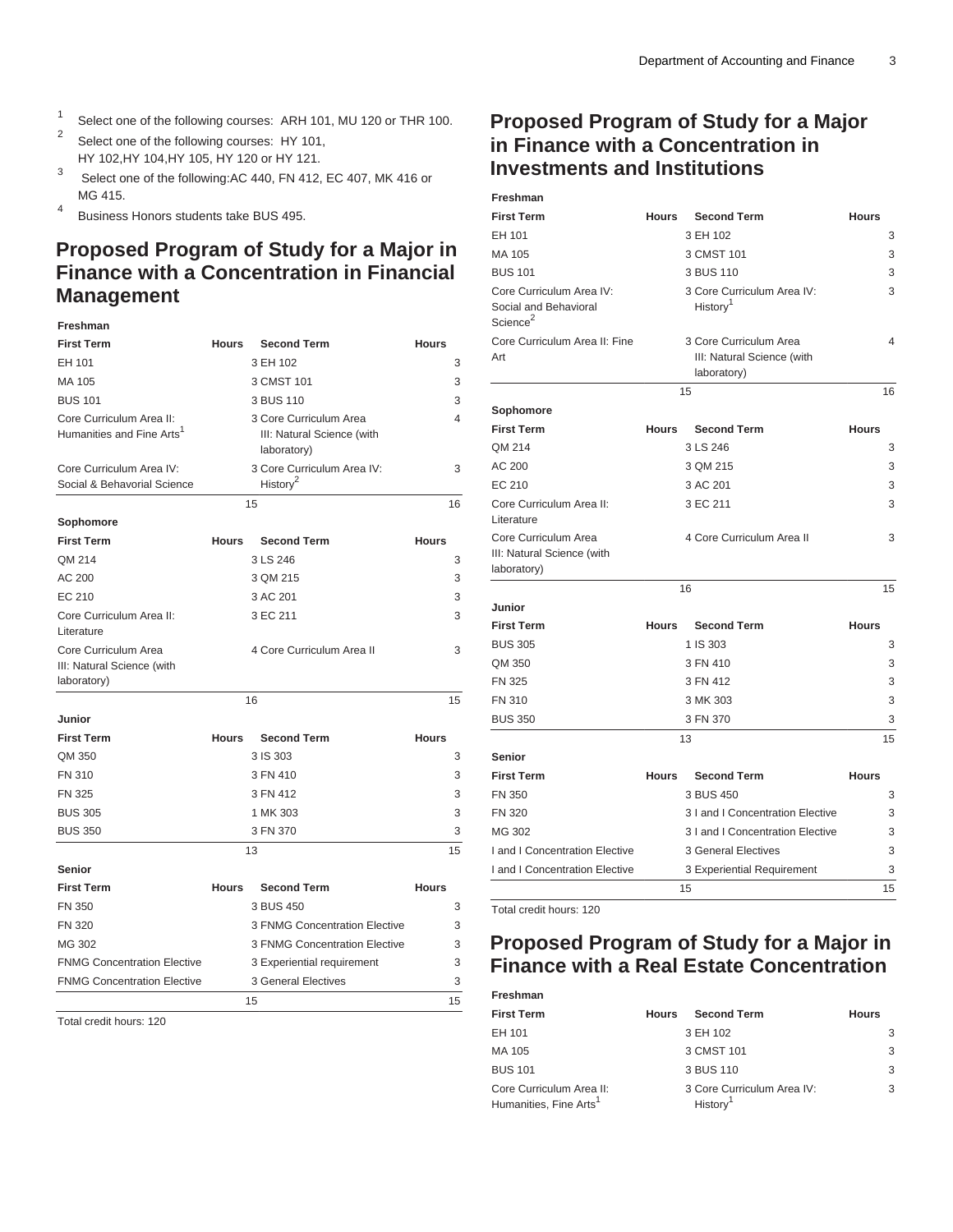1. Select one of the following courses: ARH 101, MU 120 or THR 100.
2. Select one of the following courses: HY 101, HY 102,HY 104,HY 105, HY 120 or HY 121.
3. Select one of the following:AC 440, FN 412, EC 407, MK 416 or MG 415.
4. Business Honors students take BUS 495.

## Proposed Program of Study for a Major in Finance with a Concentration in Financial Management

| Freshman | | | |
|---|---|---|---|
| **First Term** | **Hours** | **Second Term** | **Hours** |
| EH 101 | 3 | EH 102 | 3 |
| MA 105 | 3 | CMST 101 | 3 |
| BUS 101 | 3 | BUS 110 | 3 |
| Core Curriculum Area II: Humanities and Fine Arts[1] | 3 | Core Curriculum Area III: Natural Science (with laboratory) | 4 |
| Core Curriculum Area IV: Social & Behavorial Science | 3 | Core Curriculum Area IV: History[2] | 3 |
| | 15 | | 16 |
| **Sophomore** | | | |
| **First Term** | **Hours** | **Second Term** | **Hours** |
| QM 214 | 3 | LS 246 | 3 |
| AC 200 | 3 | QM 215 | 3 |
| EC 210 | 3 | AC 201 | 3 |
| Core Curriculum Area II: Literature | 3 | EC 211 | 3 |
| Core Curriculum Area III: Natural Science (with laboratory) | 4 | Core Curriculum Area II | 3 |
| | 16 | | 15 |
| **Junior** | | | |
| **First Term** | **Hours** | **Second Term** | **Hours** |
| QM 350 | 3 | IS 303 | 3 |
| FN 310 | 3 | FN 410 | 3 |
| FN 325 | 3 | FN 412 | 3 |
| BUS 305 | 1 | MK 303 | 3 |
| BUS 350 | 3 | FN 370 | 3 |
| | 13 | | 15 |
| **Senior** | | | |
| **First Term** | **Hours** | **Second Term** | **Hours** |
| FN 350 | 3 | BUS 450 | 3 |
| FN 320 | 3 | FNMG Concentration Elective | 3 |
| MG 302 | 3 | FNMG Concentration Elective | 3 |
| FNMG Concentration Elective | 3 | Experiential requirement | 3 |
| FNMG Concentration Elective | 3 | General Electives | 3 |
| | 15 | | 15 |

Total credit hours: 120

## Proposed Program of Study for a Major in Finance with a Concentration in Investments and Institutions

| Freshman | | | |
|---|---|---|---|
| **First Term** | **Hours** | **Second Term** | **Hours** |
| EH 101 | 3 | EH 102 | 3 |
| MA 105 | 3 | CMST 101 | 3 |
| BUS 101 | 3 | BUS 110 | 3 |
| Core Curriculum Area IV: Social and Behavioral Science[2] | 3 | Core Curriculum Area IV: History[1] | 3 |
| Core Curriculum Area II: Fine Art | 3 | Core Curriculum Area III: Natural Science (with laboratory) | 4 |
| | 15 | | 16 |
| **Sophomore** | | | |
| **First Term** | **Hours** | **Second Term** | **Hours** |
| QM 214 | 3 | LS 246 | 3 |
| AC 200 | 3 | QM 215 | 3 |
| EC 210 | 3 | AC 201 | 3 |
| Core Curriculum Area II: Literature | 3 | EC 211 | 3 |
| Core Curriculum Area III: Natural Science (with laboratory) | 4 | Core Curriculum Area II | 3 |
| | 16 | | 15 |
| **Junior** | | | |
| **First Term** | **Hours** | **Second Term** | **Hours** |
| BUS 305 | 1 | IS 303 | 3 |
| QM 350 | 3 | FN 410 | 3 |
| FN 325 | 3 | FN 412 | 3 |
| FN 310 | 3 | MK 303 | 3 |
| BUS 350 | 3 | FN 370 | 3 |
| | 13 | | 15 |
| **Senior** | | | |
| **First Term** | **Hours** | **Second Term** | **Hours** |
| FN 350 | 3 | BUS 450 | 3 |
| FN 320 | 3 | I and I Concentration Elective | 3 |
| MG 302 | 3 | I and I Concentration Elective | 3 |
| I and I Concentration Elective | 3 | General Electives | 3 |
| I and I Concentration Elective | 3 | Experiential Requirement | 3 |
| | 15 | | 15 |

Total credit hours: 120

## Proposed Program of Study for a Major in Finance with a Real Estate Concentration

| Freshman | | | |
|---|---|---|---|
| **First Term** | **Hours** | **Second Term** | **Hours** |
| EH 101 | 3 | EH 102 | 3 |
| MA 105 | 3 | CMST 101 | 3 |
| BUS 101 | 3 | BUS 110 | 3 |
| Core Curriculum Area II: Humanities, Fine Arts[1] | 3 | Core Curriculum Area IV: History[1] | 3 |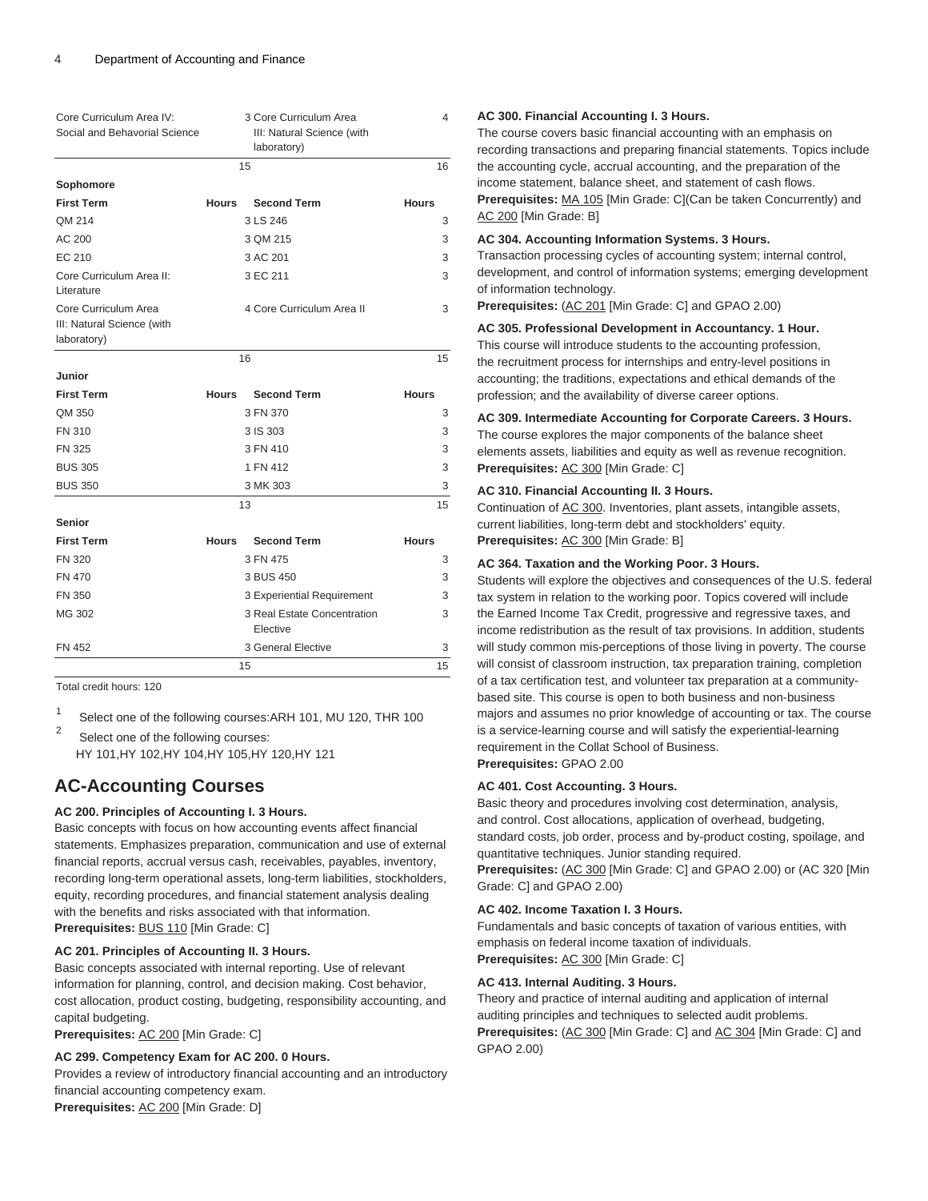| Core Curriculum Area IV: Social and Behavioral Science | 3 | Core Curriculum Area III: Natural Science (with laboratory) | 4 |
|---|---|---|---|
| | 15 | | 16 |
| **Sophomore** | | | |
| **First Term** | **Hours** | **Second Term** | **Hours** |
| QM 214 | 3 | LS 246 | 3 |
| AC 200 | 3 | QM 215 | 3 |
| EC 210 | 3 | AC 201 | 3 |
| Core Curriculum Area II: Literature | 3 | EC 211 | 3 |
| Core Curriculum Area III: Natural Science (with laboratory) | 4 | Core Curriculum Area II | 3 |
| | 16 | | 15 |
| **Junior** | | | |
| **First Term** | **Hours** | **Second Term** | **Hours** |
| QM 350 | 3 | FN 370 | 3 |
| FN 310 | 3 | IS 303 | 3 |
| FN 325 | 3 | FN 410 | 3 |
| BUS 305 | 1 | FN 412 | 3 |
| BUS 350 | 3 | MK 303 | 3 |
| | 13 | | 15 |
| **Senior** | | | |
| **First Term** | **Hours** | **Second Term** | **Hours** |
| FN 320 | 3 | FN 475 | 3 |
| FN 470 | 3 | BUS 450 | 3 |
| FN 350 | 3 | Experiential Requirement | 3 |
| MG 302 | 3 | Real Estate Concentration Elective | 3 |
| FN 452 | 3 | General Elective | 3 |
| | 15 | | 15 |

Total credit hours: 120

1. Select one of the following courses:ARH 101, MU 120, THR 100
2. Select one of the following courses: HY 101,HY 102,HY 104,HY 105,HY 120,HY 121

## AC-Accounting Courses

**AC 200. Principles of Accounting I. 3 Hours.**
Basic concepts with focus on how accounting events affect financial statements. Emphasizes preparation, communication and use of external financial reports, accrual versus cash, receivables, payables, inventory, recording long-term operational assets, long-term liabilities, stockholders, equity, recording procedures, and financial statement analysis dealing with the benefits and risks associated with that information.
**Prerequisites:** BUS 110 [Min Grade: C]

**AC 201. Principles of Accounting II. 3 Hours.**
Basic concepts associated with internal reporting. Use of relevant information for planning, control, and decision making. Cost behavior, cost allocation, product costing, budgeting, responsibility accounting, and capital budgeting.
**Prerequisites:** AC 200 [Min Grade: C]

**AC 299. Competency Exam for AC 200. 0 Hours.**
Provides a review of introductory financial accounting and an introductory financial accounting competency exam.
**Prerequisites:** AC 200 [Min Grade: D]

**AC 300. Financial Accounting I. 3 Hours.**
The course covers basic financial accounting with an emphasis on recording transactions and preparing financial statements. Topics include the accounting cycle, accrual accounting, and the preparation of the income statement, balance sheet, and statement of cash flows.
**Prerequisites:** MA 105 [Min Grade: C](Can be taken Concurrently) and AC 200 [Min Grade: B]

**AC 304. Accounting Information Systems. 3 Hours.**
Transaction processing cycles of accounting system; internal control, development, and control of information systems; emerging development of information technology.
**Prerequisites:** (AC 201 [Min Grade: C] and GPAO 2.00)

**AC 305. Professional Development in Accountancy. 1 Hour.**
This course will introduce students to the accounting profession, the recruitment process for internships and entry-level positions in accounting; the traditions, expectations and ethical demands of the profession; and the availability of diverse career options.

**AC 309. Intermediate Accounting for Corporate Careers. 3 Hours.**
The course explores the major components of the balance sheet elements assets, liabilities and equity as well as revenue recognition.
**Prerequisites:** AC 300 [Min Grade: C]

**AC 310. Financial Accounting II. 3 Hours.**
Continuation of AC 300. Inventories, plant assets, intangible assets, current liabilities, long-term debt and stockholders' equity.
**Prerequisites:** AC 300 [Min Grade: B]

**AC 364. Taxation and the Working Poor. 3 Hours.**
Students will explore the objectives and consequences of the U.S. federal tax system in relation to the working poor. Topics covered will include the Earned Income Tax Credit, progressive and regressive taxes, and income redistribution as the result of tax provisions. In addition, students will study common mis-perceptions of those living in poverty. The course will consist of classroom instruction, tax preparation training, completion of a tax certification test, and volunteer tax preparation at a community-based site. This course is open to both business and non-business majors and assumes no prior knowledge of accounting or tax. The course is a service-learning course and will satisfy the experiential-learning requirement in the Collat School of Business.
**Prerequisites:** GPAO 2.00

**AC 401. Cost Accounting. 3 Hours.**
Basic theory and procedures involving cost determination, analysis, and control. Cost allocations, application of overhead, budgeting, standard costs, job order, process and by-product costing, spoilage, and quantitative techniques. Junior standing required.
**Prerequisites:** (AC 300 [Min Grade: C] and GPAO 2.00) or (AC 320 [Min Grade: C] and GPAO 2.00)

**AC 402. Income Taxation I. 3 Hours.**
Fundamentals and basic concepts of taxation of various entities, with emphasis on federal income taxation of individuals.
**Prerequisites:** AC 300 [Min Grade: C]

**AC 413. Internal Auditing. 3 Hours.**
Theory and practice of internal auditing and application of internal auditing principles and techniques to selected audit problems.
**Prerequisites:** (AC 300 [Min Grade: C] and AC 304 [Min Grade: C] and GPAO 2.00)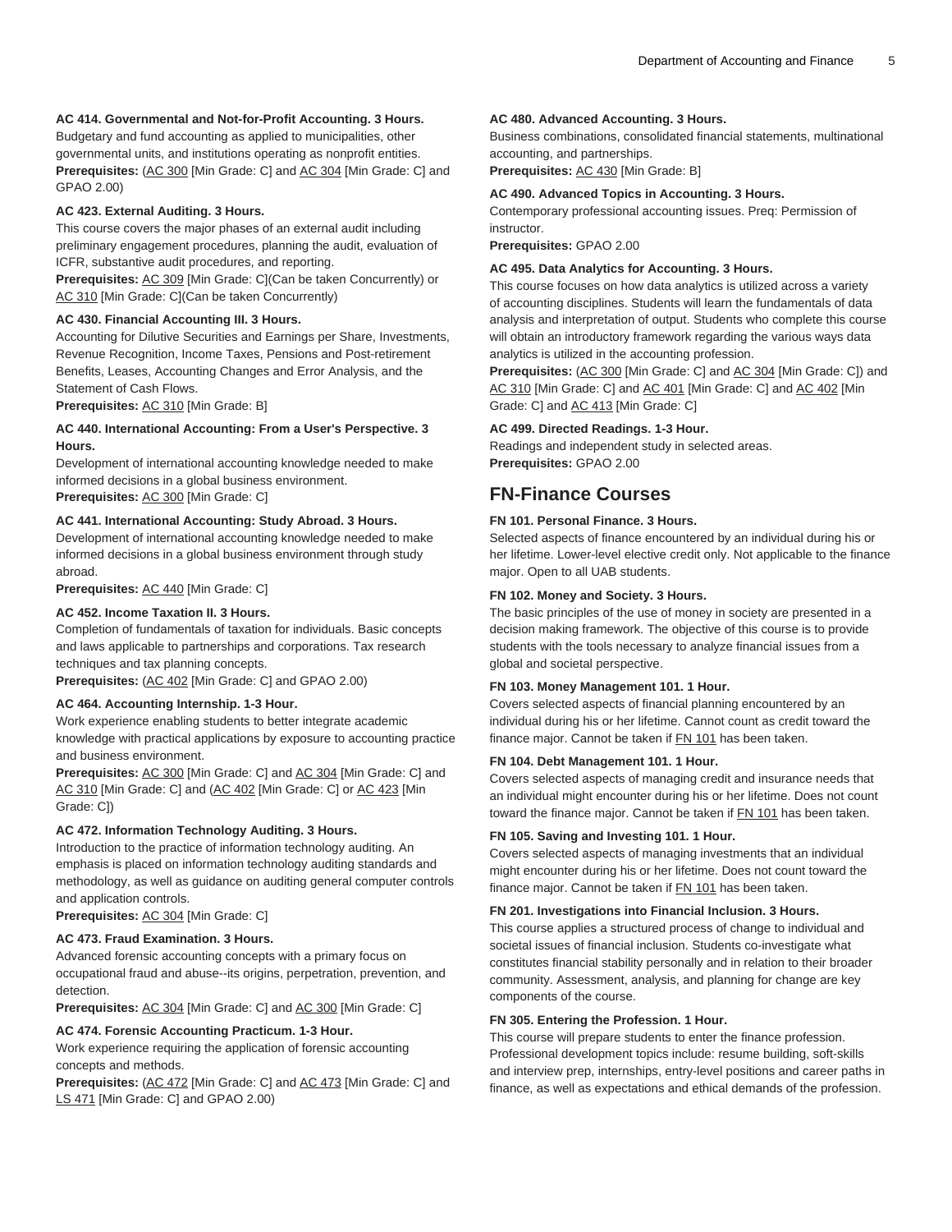**AC 414. Governmental and Not-for-Profit Accounting. 3 Hours.**
Budgetary and fund accounting as applied to municipalities, other governmental units, and institutions operating as nonprofit entities.
**Prerequisites:** (AC 300 [Min Grade: C] and AC 304 [Min Grade: C] and GPAO 2.00)

**AC 423. External Auditing. 3 Hours.**
This course covers the major phases of an external audit including preliminary engagement procedures, planning the audit, evaluation of ICFR, substantive audit procedures, and reporting.
**Prerequisites:** AC 309 [Min Grade: C](Can be taken Concurrently) or AC 310 [Min Grade: C](Can be taken Concurrently)

**AC 430. Financial Accounting III. 3 Hours.**
Accounting for Dilutive Securities and Earnings per Share, Investments, Revenue Recognition, Income Taxes, Pensions and Post-retirement Benefits, Leases, Accounting Changes and Error Analysis, and the Statement of Cash Flows.
**Prerequisites:** AC 310 [Min Grade: B]

**AC 440. International Accounting: From a User's Perspective. 3 Hours.**
Development of international accounting knowledge needed to make informed decisions in a global business environment.
**Prerequisites:** AC 300 [Min Grade: C]

**AC 441. International Accounting: Study Abroad. 3 Hours.**
Development of international accounting knowledge needed to make informed decisions in a global business environment through study abroad.
**Prerequisites:** AC 440 [Min Grade: C]

**AC 452. Income Taxation II. 3 Hours.**
Completion of fundamentals of taxation for individuals. Basic concepts and laws applicable to partnerships and corporations. Tax research techniques and tax planning concepts.
**Prerequisites:** (AC 402 [Min Grade: C] and GPAO 2.00)

**AC 464. Accounting Internship. 1-3 Hour.**
Work experience enabling students to better integrate academic knowledge with practical applications by exposure to accounting practice and business environment.
**Prerequisites:** AC 300 [Min Grade: C] and AC 304 [Min Grade: C] and AC 310 [Min Grade: C] and (AC 402 [Min Grade: C] or AC 423 [Min Grade: C])

**AC 472. Information Technology Auditing. 3 Hours.**
Introduction to the practice of information technology auditing. An emphasis is placed on information technology auditing standards and methodology, as well as guidance on auditing general computer controls and application controls.
**Prerequisites:** AC 304 [Min Grade: C]

**AC 473. Fraud Examination. 3 Hours.**
Advanced forensic accounting concepts with a primary focus on occupational fraud and abuse--its origins, perpetration, prevention, and detection.
**Prerequisites:** AC 304 [Min Grade: C] and AC 300 [Min Grade: C]

**AC 474. Forensic Accounting Practicum. 1-3 Hour.**
Work experience requiring the application of forensic accounting concepts and methods.
**Prerequisites:** (AC 472 [Min Grade: C] and AC 473 [Min Grade: C] and LS 471 [Min Grade: C] and GPAO 2.00)

**AC 480. Advanced Accounting. 3 Hours.**
Business combinations, consolidated financial statements, multinational accounting, and partnerships.
**Prerequisites:** AC 430 [Min Grade: B]

**AC 490. Advanced Topics in Accounting. 3 Hours.**
Contemporary professional accounting issues. Preq: Permission of instructor.
**Prerequisites:** GPAO 2.00

**AC 495. Data Analytics for Accounting. 3 Hours.**
This course focuses on how data analytics is utilized across a variety of accounting disciplines. Students will learn the fundamentals of data analysis and interpretation of output. Students who complete this course will obtain an introductory framework regarding the various ways data analytics is utilized in the accounting profession.
**Prerequisites:** (AC 300 [Min Grade: C] and AC 304 [Min Grade: C]) and AC 310 [Min Grade: C] and AC 401 [Min Grade: C] and AC 402 [Min Grade: C] and AC 413 [Min Grade: C]

**AC 499. Directed Readings. 1-3 Hour.**
Readings and independent study in selected areas.
**Prerequisites:** GPAO 2.00

## FN-Finance Courses

**FN 101. Personal Finance. 3 Hours.**
Selected aspects of finance encountered by an individual during his or her lifetime. Lower-level elective credit only. Not applicable to the finance major. Open to all UAB students.

**FN 102. Money and Society. 3 Hours.**
The basic principles of the use of money in society are presented in a decision making framework. The objective of this course is to provide students with the tools necessary to analyze financial issues from a global and societal perspective.

**FN 103. Money Management 101. 1 Hour.**
Covers selected aspects of financial planning encountered by an individual during his or her lifetime. Cannot count as credit toward the finance major. Cannot be taken if FN 101 has been taken.

**FN 104. Debt Management 101. 1 Hour.**
Covers selected aspects of managing credit and insurance needs that an individual might encounter during his or her lifetime. Does not count toward the finance major. Cannot be taken if FN 101 has been taken.

**FN 105. Saving and Investing 101. 1 Hour.**
Covers selected aspects of managing investments that an individual might encounter during his or her lifetime. Does not count toward the finance major. Cannot be taken if FN 101 has been taken.

**FN 201. Investigations into Financial Inclusion. 3 Hours.**
This course applies a structured process of change to individual and societal issues of financial inclusion. Students co-investigate what constitutes financial stability personally and in relation to their broader community. Assessment, analysis, and planning for change are key components of the course.

**FN 305. Entering the Profession. 1 Hour.**
This course will prepare students to enter the finance profession. Professional development topics include: resume building, soft-skills and interview prep, internships, entry-level positions and career paths in finance, as well as expectations and ethical demands of the profession.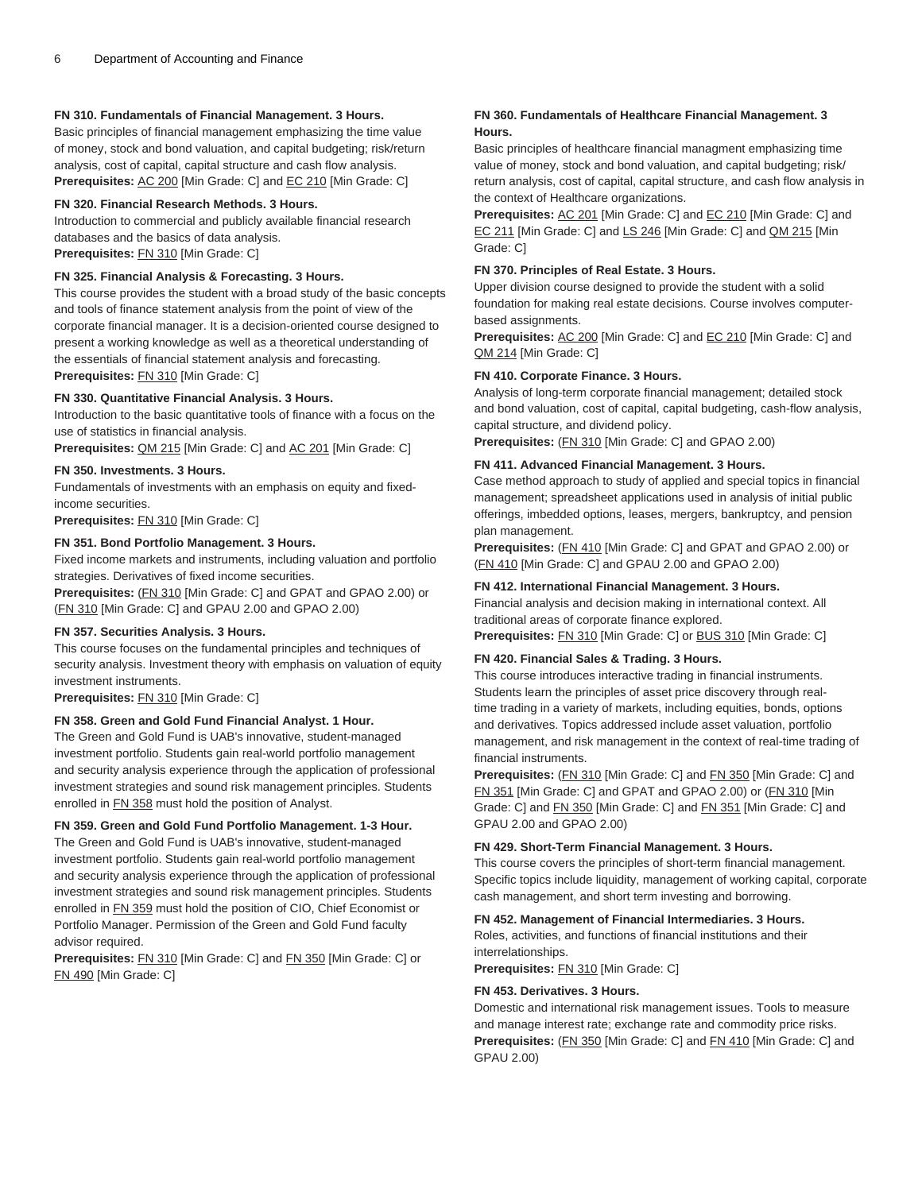**FN 310. Fundamentals of Financial Management. 3 Hours.**
Basic principles of financial management emphasizing the time value of money, stock and bond valuation, and capital budgeting; risk/return analysis, cost of capital, capital structure and cash flow analysis.
**Prerequisites:** AC 200 [Min Grade: C] and EC 210 [Min Grade: C]

**FN 320. Financial Research Methods. 3 Hours.**
Introduction to commercial and publicly available financial research databases and the basics of data analysis.
**Prerequisites:** FN 310 [Min Grade: C]

**FN 325. Financial Analysis & Forecasting. 3 Hours.**
This course provides the student with a broad study of the basic concepts and tools of finance statement analysis from the point of view of the corporate financial manager. It is a decision-oriented course designed to present a working knowledge as well as a theoretical understanding of the essentials of financial statement analysis and forecasting.
**Prerequisites:** FN 310 [Min Grade: C]

**FN 330. Quantitative Financial Analysis. 3 Hours.**
Introduction to the basic quantitative tools of finance with a focus on the use of statistics in financial analysis.
**Prerequisites:** QM 215 [Min Grade: C] and AC 201 [Min Grade: C]

**FN 350. Investments. 3 Hours.**
Fundamentals of investments with an emphasis on equity and fixed-income securities.
**Prerequisites:** FN 310 [Min Grade: C]

**FN 351. Bond Portfolio Management. 3 Hours.**
Fixed income markets and instruments, including valuation and portfolio strategies. Derivatives of fixed income securities.
**Prerequisites:** (FN 310 [Min Grade: C] and GPAT and GPAO 2.00) or (FN 310 [Min Grade: C] and GPAU 2.00 and GPAO 2.00)

**FN 357. Securities Analysis. 3 Hours.**
This course focuses on the fundamental principles and techniques of security analysis. Investment theory with emphasis on valuation of equity investment instruments.
**Prerequisites:** FN 310 [Min Grade: C]

**FN 358. Green and Gold Fund Financial Analyst. 1 Hour.**
The Green and Gold Fund is UAB's innovative, student-managed investment portfolio. Students gain real-world portfolio management and security analysis experience through the application of professional investment strategies and sound risk management principles. Students enrolled in FN 358 must hold the position of Analyst.

**FN 359. Green and Gold Fund Portfolio Management. 1-3 Hour.**
The Green and Gold Fund is UAB's innovative, student-managed investment portfolio. Students gain real-world portfolio management and security analysis experience through the application of professional investment strategies and sound risk management principles. Students enrolled in FN 359 must hold the position of CIO, Chief Economist or Portfolio Manager. Permission of the Green and Gold Fund faculty advisor required.
**Prerequisites:** FN 310 [Min Grade: C] and FN 350 [Min Grade: C] or FN 490 [Min Grade: C]

**FN 360. Fundamentals of Healthcare Financial Management. 3 Hours.**
Basic principles of healthcare financial managment emphasizing time value of money, stock and bond valuation, and capital budgeting; risk/return analysis, cost of capital, capital structure, and cash flow analysis in the context of Healthcare organizations.
**Prerequisites:** AC 201 [Min Grade: C] and EC 210 [Min Grade: C] and EC 211 [Min Grade: C] and LS 246 [Min Grade: C] and QM 215 [Min Grade: C]

**FN 370. Principles of Real Estate. 3 Hours.**
Upper division course designed to provide the student with a solid foundation for making real estate decisions. Course involves computer-based assignments.
**Prerequisites:** AC 200 [Min Grade: C] and EC 210 [Min Grade: C] and QM 214 [Min Grade: C]

**FN 410. Corporate Finance. 3 Hours.**
Analysis of long-term corporate financial management; detailed stock and bond valuation, cost of capital, capital budgeting, cash-flow analysis, capital structure, and dividend policy.
**Prerequisites:** (FN 310 [Min Grade: C] and GPAO 2.00)

**FN 411. Advanced Financial Management. 3 Hours.**
Case method approach to study of applied and special topics in financial management; spreadsheet applications used in analysis of initial public offerings, imbedded options, leases, mergers, bankruptcy, and pension plan management.
**Prerequisites:** (FN 410 [Min Grade: C] and GPAT and GPAO 2.00) or (FN 410 [Min Grade: C] and GPAU 2.00 and GPAO 2.00)

**FN 412. International Financial Management. 3 Hours.**
Financial analysis and decision making in international context. All traditional areas of corporate finance explored.
**Prerequisites:** FN 310 [Min Grade: C] or BUS 310 [Min Grade: C]

**FN 420. Financial Sales & Trading. 3 Hours.**
This course introduces interactive trading in financial instruments. Students learn the principles of asset price discovery through real-time trading in a variety of markets, including equities, bonds, options and derivatives. Topics addressed include asset valuation, portfolio management, and risk management in the context of real-time trading of financial instruments.
**Prerequisites:** (FN 310 [Min Grade: C] and FN 350 [Min Grade: C] and FN 351 [Min Grade: C] and GPAT and GPAO 2.00) or (FN 310 [Min Grade: C] and FN 350 [Min Grade: C] and FN 351 [Min Grade: C] and GPAU 2.00 and GPAO 2.00)

**FN 429. Short-Term Financial Management. 3 Hours.**
This course covers the principles of short-term financial management. Specific topics include liquidity, management of working capital, corporate cash management, and short term investing and borrowing.

**FN 452. Management of Financial Intermediaries. 3 Hours.**
Roles, activities, and functions of financial institutions and their interrelationships.
**Prerequisites:** FN 310 [Min Grade: C]

**FN 453. Derivatives. 3 Hours.**
Domestic and international risk management issues. Tools to measure and manage interest rate; exchange rate and commodity price risks.
**Prerequisites:** (FN 350 [Min Grade: C] and FN 410 [Min Grade: C] and GPAU 2.00)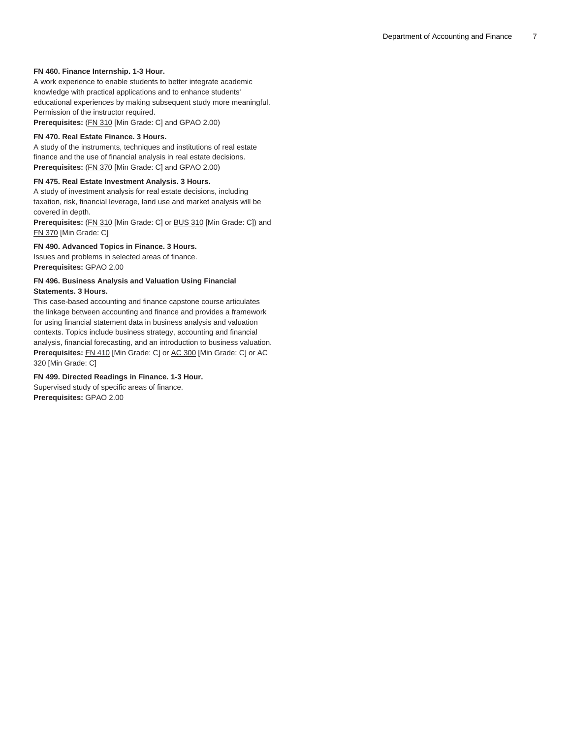**FN 460. Finance Internship. 1-3 Hour.**
A work experience to enable students to better integrate academic knowledge with practical applications and to enhance students' educational experiences by making subsequent study more meaningful. Permission of the instructor required.
**Prerequisites:** (FN 310 [Min Grade: C] and GPAO 2.00)

**FN 470. Real Estate Finance. 3 Hours.**
A study of the instruments, techniques and institutions of real estate finance and the use of financial analysis in real estate decisions.
**Prerequisites:** (FN 370 [Min Grade: C] and GPAO 2.00)

**FN 475. Real Estate Investment Analysis. 3 Hours.**
A study of investment analysis for real estate decisions, including taxation, risk, financial leverage, land use and market analysis will be covered in depth.
**Prerequisites:** (FN 310 [Min Grade: C] or BUS 310 [Min Grade: C]) and FN 370 [Min Grade: C]

**FN 490. Advanced Topics in Finance. 3 Hours.**
Issues and problems in selected areas of finance.
**Prerequisites:** GPAO 2.00

**FN 496. Business Analysis and Valuation Using Financial Statements. 3 Hours.**
This case-based accounting and finance capstone course articulates the linkage between accounting and finance and provides a framework for using financial statement data in business analysis and valuation contexts. Topics include business strategy, accounting and financial analysis, financial forecasting, and an introduction to business valuation.
**Prerequisites:** FN 410 [Min Grade: C] or AC 300 [Min Grade: C] or AC 320 [Min Grade: C]

**FN 499. Directed Readings in Finance. 1-3 Hour.**
Supervised study of specific areas of finance.
**Prerequisites:** GPAO 2.00